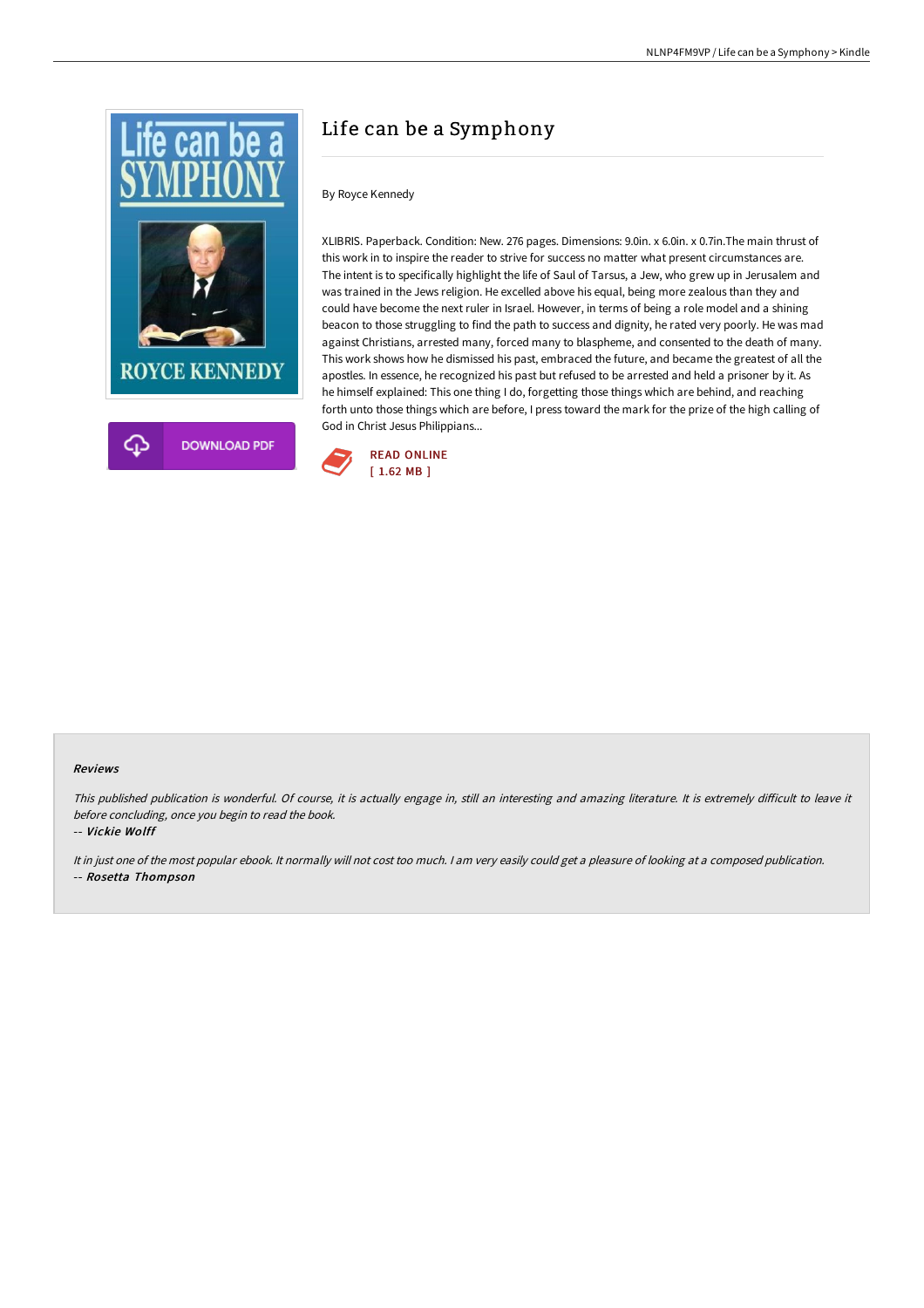# Life can be a Symphony

By Royce Kennedy

XLIBRIS. Paperback. Condition: New. 276 pages. Dimensions: 9.0in. x 6.0in. x 0.7in.The main thrust of this work in to inspire the reader to strive for success no matter what present circumstances are. The intent is to specifically highlight the life of Saul of Tarsus, a Jew, who grew up in Jerusalem and was trained in the Jews religion. He excelled above his equal, being more zealous than they and could have become the next ruler in Israel. However, in terms of being a role model and a shining beacon to those struggling to find the path to success and dignity, he rated very poorly. He was mad against Christians, arrested many, forced many to blaspheme, and consented to the death of many. This work shows how he dismissed his past, embraced the future, and became the greatest of all the apostles. In essence, he recognized his past but refused to be arrested and held a prisoner by it. As he himself explained: This one thing I do, forgetting those things which are behind, and reaching forth unto those things which are before, I press toward the mark for the prize of the high calling of God in Christ Jesus Philippians...

DOWNLOAD PDF

READ ONLINE
[ 1.62 MB ]

### Reviews

*This published publication is wonderful. Of course, it is actually engage in, still an interesting and amazing literature. It is extremely difficult to leave it before concluding, once you begin to read the book.*

*-- Vickie Wolff*

*It in just one of the most popular ebook. It normally will not cost too much. I am very easily could get a pleasure of looking at a composed publication.*

*-- Rosetta Thompson*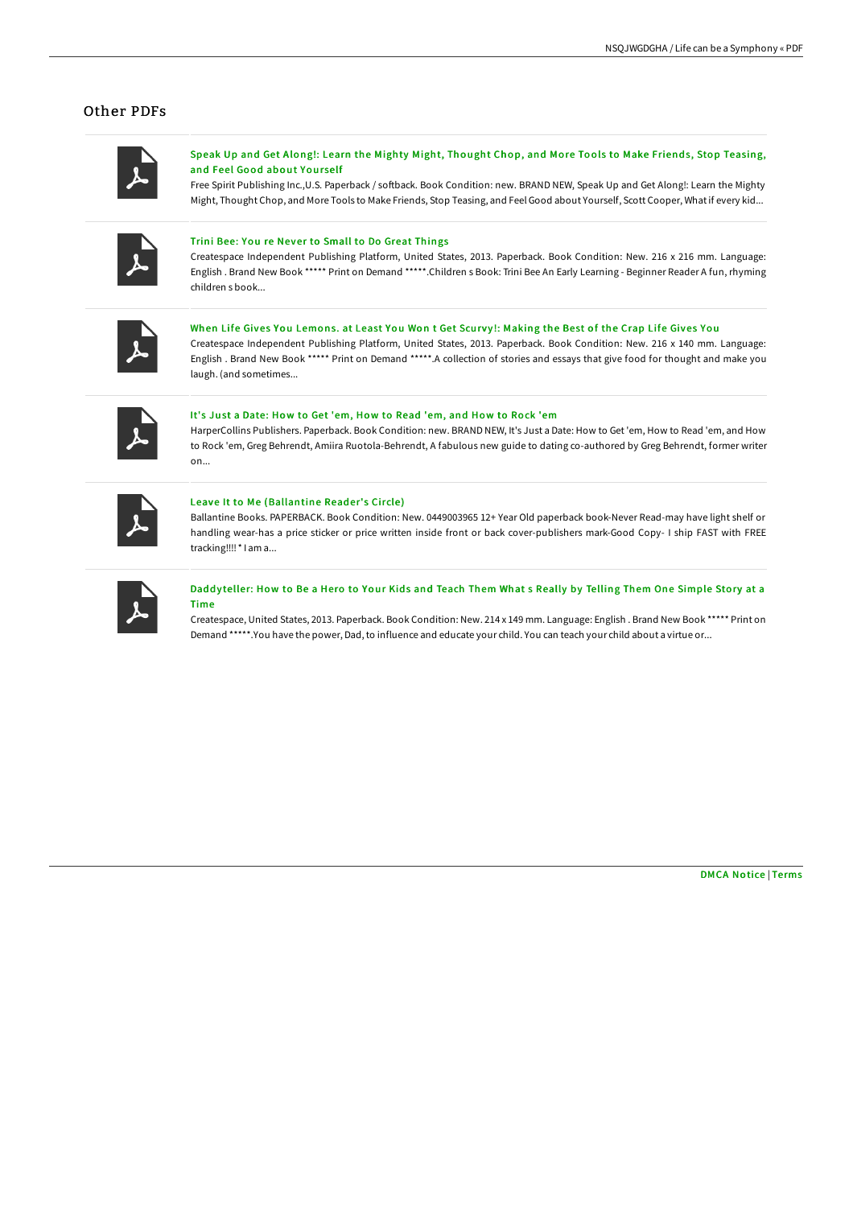## Other PDFs

**Speak Up and Get Along!: Learn the Mighty Might, Thought Chop, and More Tools to Make Friends, Stop Teasing, and Feel Good about Yourself**

Free Spirit Publishing Inc.,U.S. Paperback / softback. Book Condition: new. BRAND NEW, Speak Up and Get Along!: Learn the Mighty Might, Thought Chop, and More Tools to Make Friends, Stop Teasing, and Feel Good about Yourself, Scott Cooper, What if every kid...

**Trini Bee: You re Never to Small to Do Great Things**

Createspace Independent Publishing Platform, United States, 2013. Paperback. Book Condition: New. 216 x 216 mm. Language: English . Brand New Book ***** Print on Demand *****.Children s Book: Trini Bee An Early Learning - Beginner Reader A fun, rhyming children s book...

**When Life Gives You Lemons. at Least You Won t Get Scurvy!: Making the Best of the Crap Life Gives You**

Createspace Independent Publishing Platform, United States, 2013. Paperback. Book Condition: New. 216 x 140 mm. Language: English . Brand New Book ***** Print on Demand *****.A collection of stories and essays that give food for thought and make you laugh. (and sometimes...

**It's Just a Date: How to Get 'em, How to Read 'em, and How to Rock 'em**

HarperCollins Publishers. Paperback. Book Condition: new. BRAND NEW, It's Just a Date: How to Get 'em, How to Read 'em, and How to Rock 'em, Greg Behrendt, Amiira Ruotola-Behrendt, A fabulous new guide to dating co-authored by Greg Behrendt, former writer on...

**Leave It to Me (Ballantine Reader's Circle)**

Ballantine Books. PAPERBACK. Book Condition: New. 0449003965 12+ Year Old paperback book-Never Read-may have light shelf or handling wear-has a price sticker or price written inside front or back cover-publishers mark-Good Copy- I ship FAST with FREE tracking!!!! * I am a...

**Daddyteller: How to Be a Hero to Your Kids and Teach Them What s Really by Telling Them One Simple Story at a Time**

Createspace, United States, 2013. Paperback. Book Condition: New. 214 x 149 mm. Language: English . Brand New Book ***** Print on Demand *****.You have the power, Dad, to influence and educate your child. You can teach your child about a virtue or...

DMCA Notice | Terms